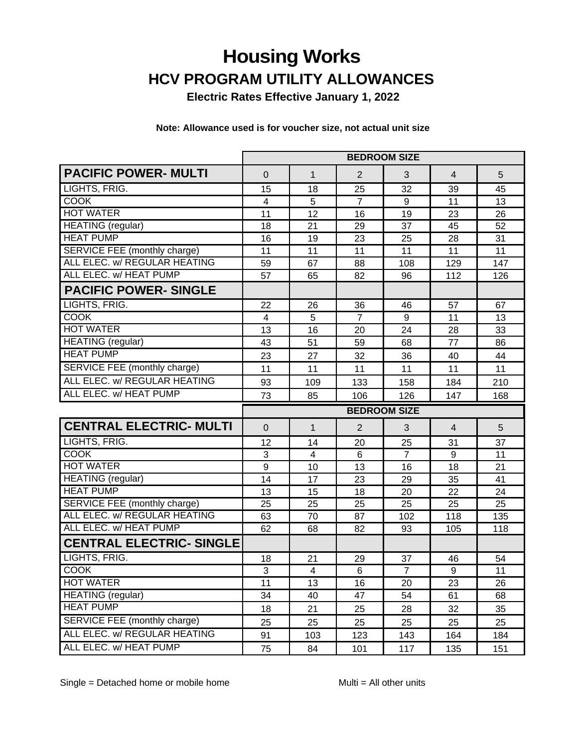# Housing Works

## HCV PROGRAM UTILITY ALLOWANCES

### Electric Rates Effective January 1, 2022

**Note: Allowance used is for voucher size, not actual unit size**

| | BEDROOM SIZE | | | | | |
|---|---|---|---|---|---|---|
| **PACIFIC POWER- MULTI** | 0 | 1 | 2 | 3 | 4 | 5 |
| LIGHTS, FRIG. | 15 | 18 | 25 | 32 | 39 | 45 |
| COOK | 4 | 5 | 7 | 9 | 11 | 13 |
| HOT WATER | 11 | 12 | 16 | 19 | 23 | 26 |
| HEATING (regular) | 18 | 21 | 29 | 37 | 45 | 52 |
| HEAT PUMP | 16 | 19 | 23 | 25 | 28 | 31 |
| SERVICE FEE (monthly charge) | 11 | 11 | 11 | 11 | 11 | 11 |
| ALL ELEC. w/ REGULAR HEATING | 59 | 67 | 88 | 108 | 129 | 147 |
| ALL ELEC. w/ HEAT PUMP | 57 | 65 | 82 | 96 | 112 | 126 |
| **PACIFIC POWER- SINGLE** | | | | | | |
| LIGHTS, FRIG. | 22 | 26 | 36 | 46 | 57 | 67 |
| COOK | 4 | 5 | 7 | 9 | 11 | 13 |
| HOT WATER | 13 | 16 | 20 | 24 | 28 | 33 |
| HEATING (regular) | 43 | 51 | 59 | 68 | 77 | 86 |
| HEAT PUMP | 23 | 27 | 32 | 36 | 40 | 44 |
| SERVICE FEE (monthly charge) | 11 | 11 | 11 | 11 | 11 | 11 |
| ALL ELEC. w/ REGULAR HEATING | 93 | 109 | 133 | 158 | 184 | 210 |
| ALL ELEC. w/ HEAT PUMP | 73 | 85 | 106 | 126 | 147 | 168 |

| | BEDROOM SIZE | | | | | |
|---|---|---|---|---|---|---|
| **CENTRAL ELECTRIC- MULTI** | 0 | 1 | 2 | 3 | 4 | 5 |
| LIGHTS, FRIG. | 12 | 14 | 20 | 25 | 31 | 37 |
| COOK | 3 | 4 | 6 | 7 | 9 | 11 |
| HOT WATER | 9 | 10 | 13 | 16 | 18 | 21 |
| HEATING (regular) | 14 | 17 | 23 | 29 | 35 | 41 |
| HEAT PUMP | 13 | 15 | 18 | 20 | 22 | 24 |
| SERVICE FEE (monthly charge) | 25 | 25 | 25 | 25 | 25 | 25 |
| ALL ELEC. w/ REGULAR HEATING | 63 | 70 | 87 | 102 | 118 | 135 |
| ALL ELEC. w/ HEAT PUMP | 62 | 68 | 82 | 93 | 105 | 118 |
| **CENTRAL ELECTRIC- SINGLE** | | | | | | |
| LIGHTS, FRIG. | 18 | 21 | 29 | 37 | 46 | 54 |
| COOK | 3 | 4 | 6 | 7 | 9 | 11 |
| HOT WATER | 11 | 13 | 16 | 20 | 23 | 26 |
| HEATING (regular) | 34 | 40 | 47 | 54 | 61 | 68 |
| HEAT PUMP | 18 | 21 | 25 | 28 | 32 | 35 |
| SERVICE FEE (monthly charge) | 25 | 25 | 25 | 25 | 25 | 25 |
| ALL ELEC. w/ REGULAR HEATING | 91 | 103 | 123 | 143 | 164 | 184 |
| ALL ELEC. w/ HEAT PUMP | 75 | 84 | 101 | 117 | 135 | 151 |

Single = Detached home or mobile home

Multi = All other units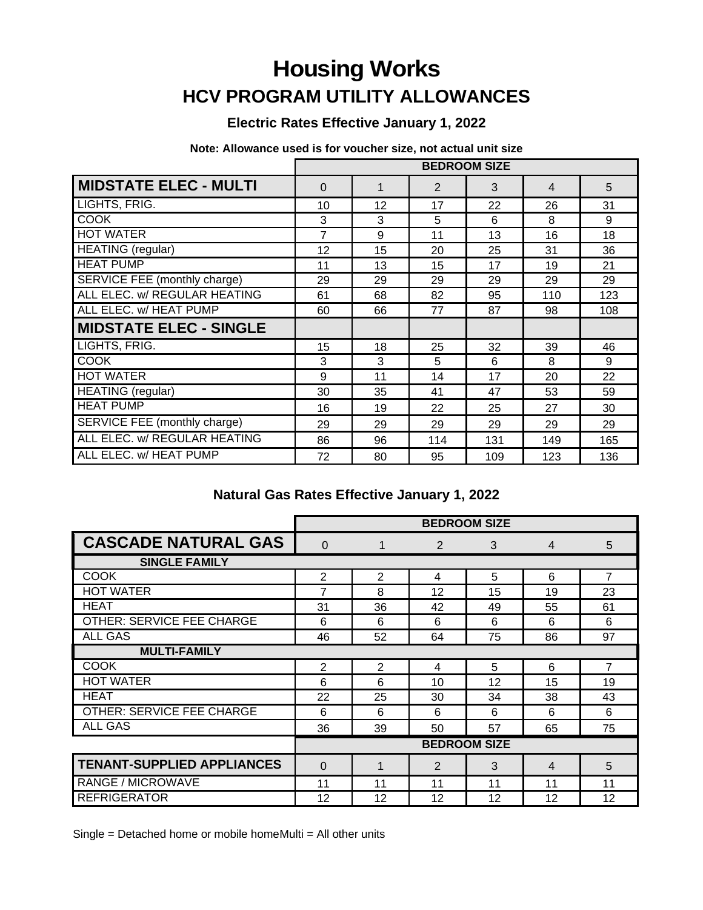# Housing Works

## HCV PROGRAM UTILITY ALLOWANCES

### Electric Rates Effective January 1, 2022

**Note: Allowance used is for voucher size, not actual unit size**

| | BEDROOM SIZE | | | | | |
|---|---|---|---|---|---|---|
| **MIDSTATE ELEC - MULTI** | 0 | 1 | 2 | 3 | 4 | 5 |
| LIGHTS, FRIG. | 10 | 12 | 17 | 22 | 26 | 31 |
| COOK | 3 | 3 | 5 | 6 | 8 | 9 |
| HOT WATER | 7 | 9 | 11 | 13 | 16 | 18 |
| HEATING (regular) | 12 | 15 | 20 | 25 | 31 | 36 |
| HEAT PUMP | 11 | 13 | 15 | 17 | 19 | 21 |
| SERVICE FEE (monthly charge) | 29 | 29 | 29 | 29 | 29 | 29 |
| ALL ELEC. w/ REGULAR HEATING | 61 | 68 | 82 | 95 | 110 | 123 |
| ALL ELEC. w/ HEAT PUMP | 60 | 66 | 77 | 87 | 98 | 108 |
| **MIDSTATE ELEC - SINGLE** | | | | | | |
| LIGHTS, FRIG. | 15 | 18 | 25 | 32 | 39 | 46 |
| COOK | 3 | 3 | 5 | 6 | 8 | 9 |
| HOT WATER | 9 | 11 | 14 | 17 | 20 | 22 |
| HEATING (regular) | 30 | 35 | 41 | 47 | 53 | 59 |
| HEAT PUMP | 16 | 19 | 22 | 25 | 27 | 30 |
| SERVICE FEE (monthly charge) | 29 | 29 | 29 | 29 | 29 | 29 |
| ALL ELEC. w/ REGULAR HEATING | 86 | 96 | 114 | 131 | 149 | 165 |
| ALL ELEC. w/ HEAT PUMP | 72 | 80 | 95 | 109 | 123 | 136 |

### Natural Gas Rates Effective January 1, 2022

| | BEDROOM SIZE | | | | | |
|---|---|---|---|---|---|---|
| **CASCADE NATURAL GAS** | 0 | 1 | 2 | 3 | 4 | 5 |
| **SINGLE FAMILY** | | | | | | |
| COOK | 2 | 2 | 4 | 5 | 6 | 7 |
| HOT WATER | 7 | 8 | 12 | 15 | 19 | 23 |
| HEAT | 31 | 36 | 42 | 49 | 55 | 61 |
| OTHER: SERVICE FEE CHARGE | 6 | 6 | 6 | 6 | 6 | 6 |
| ALL GAS | 46 | 52 | 64 | 75 | 86 | 97 |
| **MULTI-FAMILY** | | | | | | |
| COOK | 2 | 2 | 4 | 5 | 6 | 7 |
| HOT WATER | 6 | 6 | 10 | 12 | 15 | 19 |
| HEAT | 22 | 25 | 30 | 34 | 38 | 43 |
| OTHER: SERVICE FEE CHARGE | 6 | 6 | 6 | 6 | 6 | 6 |
| ALL GAS | 36 | 39 | 50 | 57 | 65 | 75 |

| | BEDROOM SIZE | | | | | |
|---|---|---|---|---|---|---|
| **TENANT-SUPPLIED APPLIANCES** | 0 | 1 | 2 | 3 | 4 | 5 |
| RANGE / MICROWAVE | 11 | 11 | 11 | 11 | 11 | 11 |
| REFRIGERATOR | 12 | 12 | 12 | 12 | 12 | 12 |

Single = Detached home or mobile homeMulti = All other units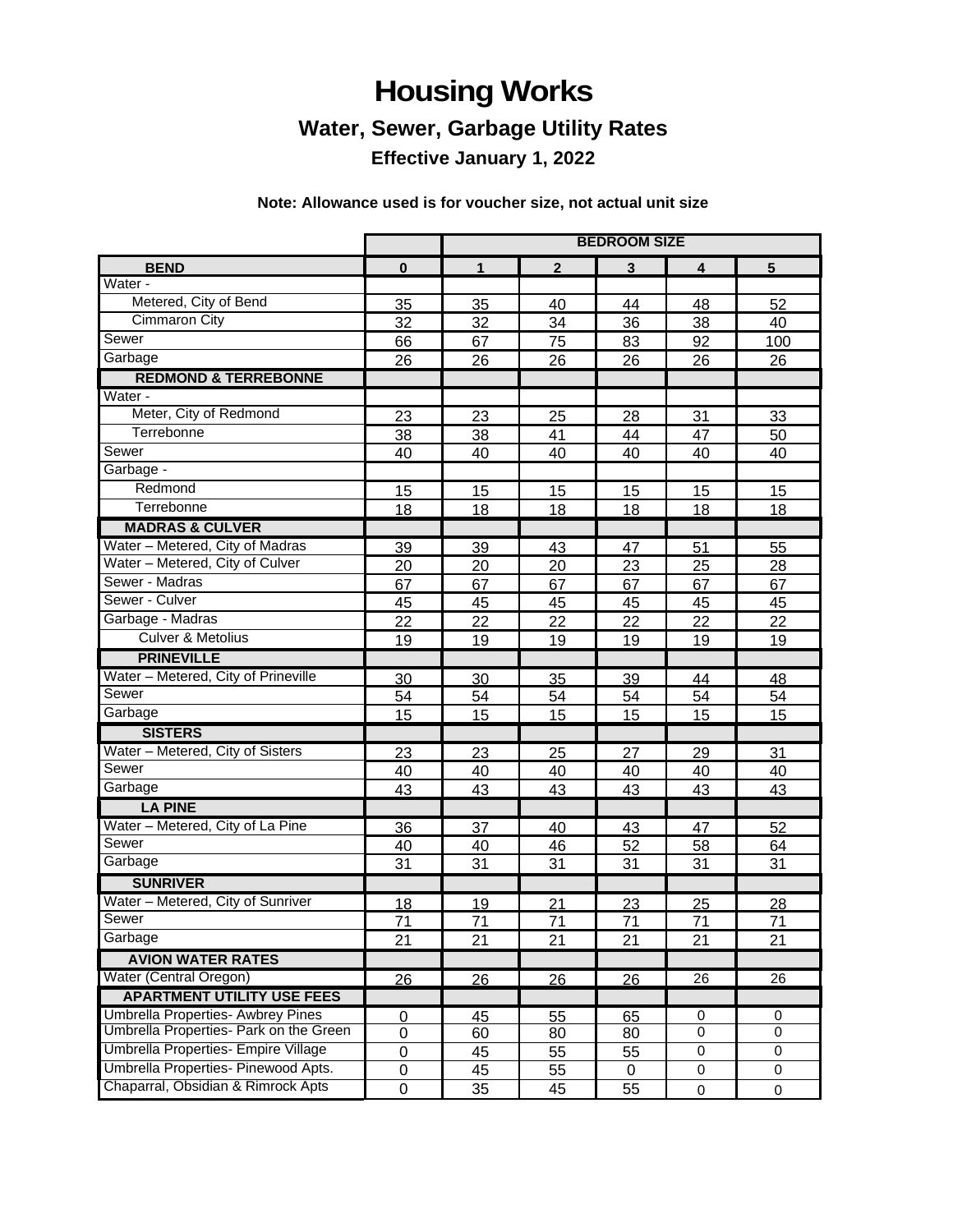# Housing Works

## Water, Sewer, Garbage Utility Rates

### Effective January 1, 2022

**Note: Allowance used is for voucher size, not actual unit size**

| | | BEDROOM SIZE | | | | |
|---|---|---|---|---|---|---|
| **BEND** | **0** | **1** | **2** | **3** | **4** | **5** |
| Water - | | | | | | |
| Metered, City of Bend | 35 | 35 | 40 | 44 | 48 | 52 |
| Cimmaron City | 32 | 32 | 34 | 36 | 38 | 40 |
| Sewer | 66 | 67 | 75 | 83 | 92 | 100 |
| Garbage | 26 | 26 | 26 | 26 | 26 | 26 |
| **REDMOND & TERREBONNE** | | | | | | |
| Water - | | | | | | |
| Meter, City of Redmond | 23 | 23 | 25 | 28 | 31 | 33 |
| Terrebonne | 38 | 38 | 41 | 44 | 47 | 50 |
| Sewer | 40 | 40 | 40 | 40 | 40 | 40 |
| Garbage - | | | | | | |
| Redmond | 15 | 15 | 15 | 15 | 15 | 15 |
| Terrebonne | 18 | 18 | 18 | 18 | 18 | 18 |
| **MADRAS & CULVER** | | | | | | |
| Water – Metered, City of Madras | 39 | 39 | 43 | 47 | 51 | 55 |
| Water – Metered, City of Culver | 20 | 20 | 20 | 23 | 25 | 28 |
| Sewer - Madras | 67 | 67 | 67 | 67 | 67 | 67 |
| Sewer - Culver | 45 | 45 | 45 | 45 | 45 | 45 |
| Garbage - Madras | 22 | 22 | 22 | 22 | 22 | 22 |
| Culver & Metolius | 19 | 19 | 19 | 19 | 19 | 19 |
| **PRINEVILLE** | | | | | | |
| Water – Metered, City of Prineville | 30 | 30 | 35 | 39 | 44 | 48 |
| Sewer | 54 | 54 | 54 | 54 | 54 | 54 |
| Garbage | 15 | 15 | 15 | 15 | 15 | 15 |
| **SISTERS** | | | | | | |
| Water – Metered, City of Sisters | 23 | 23 | 25 | 27 | 29 | 31 |
| Sewer | 40 | 40 | 40 | 40 | 40 | 40 |
| Garbage | 43 | 43 | 43 | 43 | 43 | 43 |
| **LA PINE** | | | | | | |
| Water – Metered, City of La Pine | 36 | 37 | 40 | 43 | 47 | 52 |
| Sewer | 40 | 40 | 46 | 52 | 58 | 64 |
| Garbage | 31 | 31 | 31 | 31 | 31 | 31 |
| **SUNRIVER** | | | | | | |
| Water – Metered, City of Sunriver | 18 | 19 | 21 | 23 | 25 | 28 |
| Sewer | 71 | 71 | 71 | 71 | 71 | 71 |
| Garbage | 21 | 21 | 21 | 21 | 21 | 21 |
| **AVION WATER RATES** | | | | | | |
| Water (Central Oregon) | 26 | 26 | 26 | 26 | 26 | 26 |
| **APARTMENT UTILITY USE FEES** | | | | | | |
| Umbrella Properties- Awbrey Pines | 0 | 45 | 55 | 65 | 0 | 0 |
| Umbrella Properties- Park on the Green | 0 | 60 | 80 | 80 | 0 | 0 |
| Umbrella Properties- Empire Village | 0 | 45 | 55 | 55 | 0 | 0 |
| Umbrella Properties- Pinewood Apts. | 0 | 45 | 55 | 0 | 0 | 0 |
| Chaparral, Obsidian & Rimrock Apts | 0 | 35 | 45 | 55 | 0 | 0 |